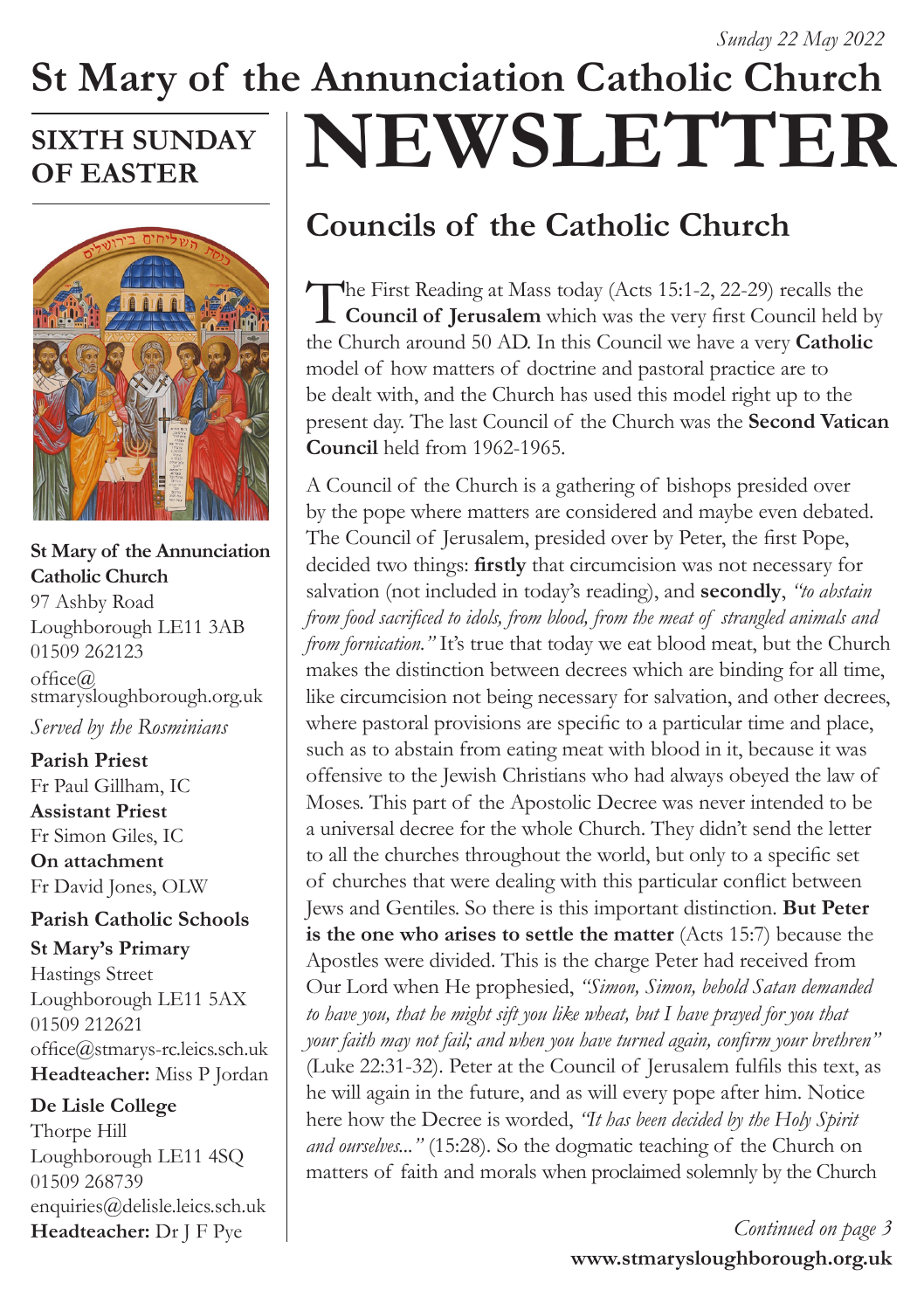*Sunday 22 May 2022*

# St Mary of the Annunciation Catholic Church

# NEWSLETTER

## SIXTH SUNDAY OF EASTER

**St Mary of the Annunciation Catholic Church**
97 Ashby Road
Loughborough LE11 3AB
01509 262123
office@stmarysloughborough.org.uk

*Served by the Rosminians*

**Parish Priest**
Fr Paul Gillham, IC
**Assistant Priest**
Fr Simon Giles, IC
**On attachment**
Fr David Jones, OLW

**Parish Catholic Schools**

**St Mary's Primary**
Hastings Street
Loughborough LE11 5AX
01509 212621
office@stmarys-rc.leics.sch.uk
**Headteacher:** Miss P Jordan

**De Lisle College**
Thorpe Hill
Loughborough LE11 4SQ
01509 268739
enquiries@delisle.leics.sch.uk
**Headteacher:** Dr J F Pye

## Councils of the Catholic Church

The First Reading at Mass today (Acts 15:1-2, 22-29) recalls the **Council of Jerusalem** which was the very first Council held by the Church around 50 AD. In this Council we have a very **Catholic** model of how matters of doctrine and pastoral practice are to be dealt with, and the Church has used this model right up to the present day. The last Council of the Church was the **Second Vatican Council** held from 1962-1965.

A Council of the Church is a gathering of bishops presided over by the pope where matters are considered and maybe even debated. The Council of Jerusalem, presided over by Peter, the first Pope, decided two things: **firstly** that circumcision was not necessary for salvation (not included in today's reading), and **secondly**, *"to abstain from food sacrificed to idols, from blood, from the meat of strangled animals and from fornication."* It's true that today we eat blood meat, but the Church makes the distinction between decrees which are binding for all time, like circumcision not being necessary for salvation, and other decrees, where pastoral provisions are specific to a particular time and place, such as to abstain from eating meat with blood in it, because it was offensive to the Jewish Christians who had always obeyed the law of Moses. This part of the Apostolic Decree was never intended to be a universal decree for the whole Church. They didn't send the letter to all the churches throughout the world, but only to a specific set of churches that were dealing with this particular conflict between Jews and Gentiles. So there is this important distinction. **But Peter is the one who arises to settle the matter** (Acts 15:7) because the Apostles were divided. This is the charge Peter had received from Our Lord when He prophesied, *"Simon, Simon, behold Satan demanded to have you, that he might sift you like wheat, but I have prayed for you that your faith may not fail; and when you have turned again, confirm your brethren"* (Luke 22:31-32). Peter at the Council of Jerusalem fulfils this text, as he will again in the future, and as will every pope after him. Notice here how the Decree is worded, *"It has been decided by the Holy Spirit and ourselves..."* (15:28). So the dogmatic teaching of the Church on matters of faith and morals when proclaimed solemnly by the Church

*Continued on page 3*

**www.stmarysloughborough.org.uk**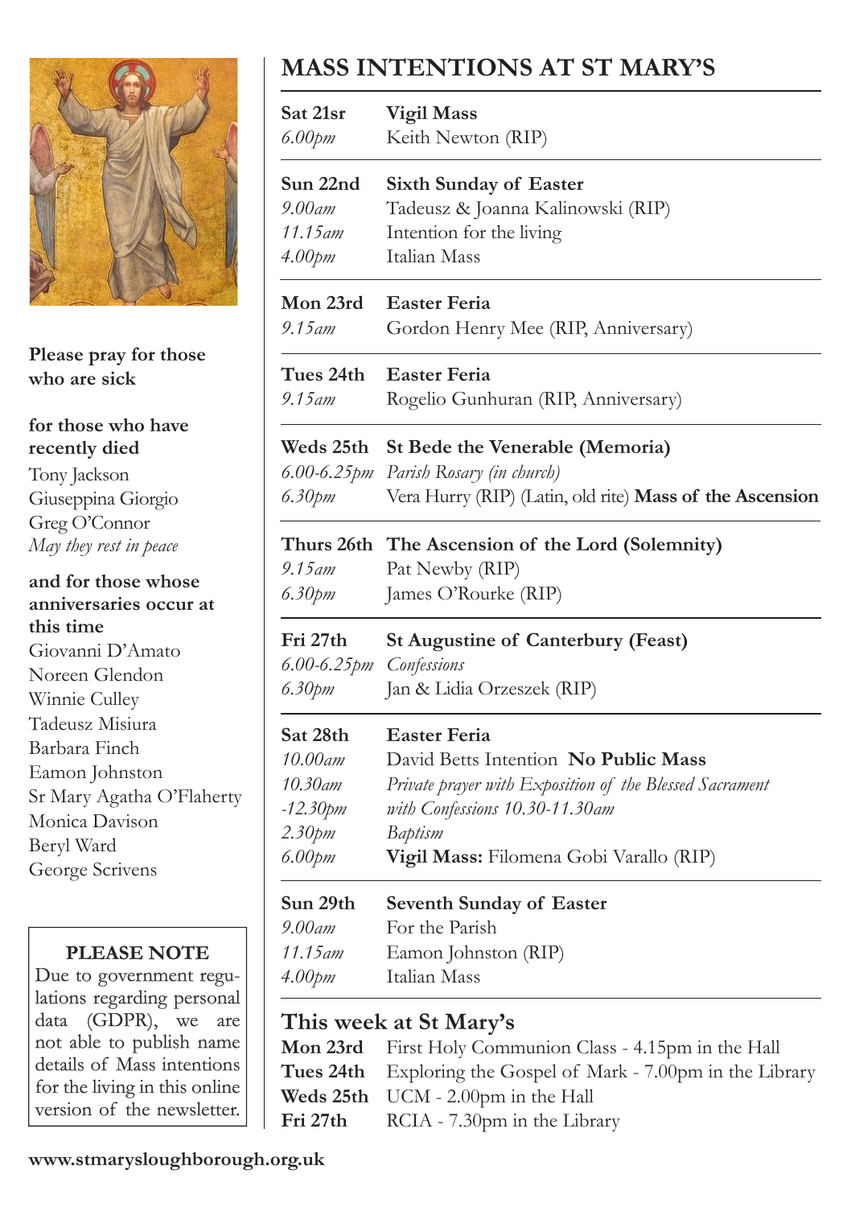Please pray for those who are sick

**for those who have recently died**

Tony Jackson
Giuseppina Giorgio
Greg O'Connor
*May they rest in peace*

**and for those whose anniversaries occur at this time**

Giovanni D'Amato
Noreen Glendon
Winnie Culley
Tadeusz Misiura
Barbara Finch
Eamon Johnston
Sr Mary Agatha O'Flaherty
Monica Davison
Beryl Ward
George Scrivens

**PLEASE NOTE**

Due to government regulations regarding personal data (GDPR), we are not able to publish name details of Mass intentions for the living in this online version of the newsletter.

# MASS INTENTIONS AT ST MARY'S

| | |
|---|---|
| **Sat 21sr** | **Vigil Mass** |
| *6.00pm* | Keith Newton (RIP) |
| **Sun 22nd** | **Sixth Sunday of Easter** |
| *9.00am* | Tadeusz & Joanna Kalinowski (RIP) |
| *11.15am* | Intention for the living |
| *4.00pm* | Italian Mass |
| **Mon 23rd** | **Easter Feria** |
| *9.15am* | Gordon Henry Mee (RIP, Anniversary) |
| **Tues 24th** | **Easter Feria** |
| *9.15am* | Rogelio Gunhuran (RIP, Anniversary) |
| **Weds 25th** | **St Bede the Venerable (Memoria)** |
| *6.00-6.25pm* | *Parish Rosary (in church)* |
| *6.30pm* | Vera Hurry (RIP) (Latin, old rite) **Mass of the Ascension** |
| **Thurs 26th** | **The Ascension of the Lord (Solemnity)** |
| *9.15am* | Pat Newby (RIP) |
| *6.30pm* | James O'Rourke (RIP) |
| **Fri 27th** | **St Augustine of Canterbury (Feast)** |
| *6.00-6.25pm* | *Confessions* |
| *6.30pm* | Jan & Lidia Orzeszek (RIP) |
| **Sat 28th** | **Easter Feria** |
| *10.00am* | David Betts Intention **No Public Mass** |
| *10.30am -12.30pm* | *Private prayer with Exposition of the Blessed Sacrament with Confessions 10.30-11.30am* |
| *2.30pm* | *Baptism* |
| *6.00pm* | **Vigil Mass:** Filomena Gobi Varallo (RIP) |
| **Sun 29th** | **Seventh Sunday of Easter** |
| *9.00am* | For the Parish |
| *11.15am* | Eamon Johnston (RIP) |
| *4.00pm* | Italian Mass |

## This week at St Mary's

**Mon 23rd** First Holy Communion Class - 4.15pm in the Hall
**Tues 24th** Exploring the Gospel of Mark - 7.00pm in the Library
**Weds 25th** UCM - 2.00pm in the Hall
**Fri 27th** RCIA - 7.30pm in the Library

**www.stmarysloughborough.org.uk**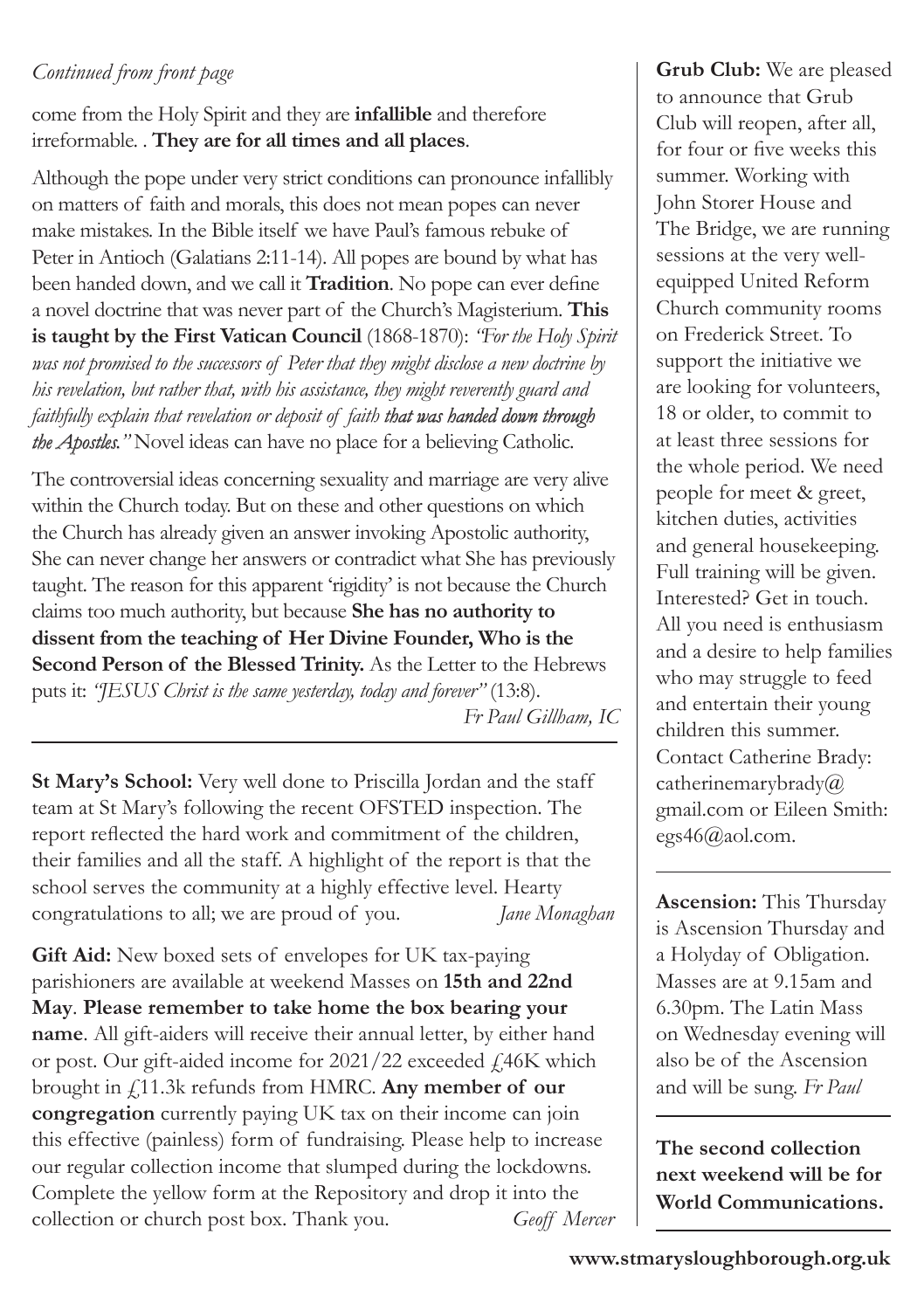*Continued from front page*

come from the Holy Spirit and they are **infallible** and therefore irreformable. . **They are for all times and all places**.

Although the pope under very strict conditions can pronounce infallibly on matters of faith and morals, this does not mean popes can never make mistakes. In the Bible itself we have Paul's famous rebuke of Peter in Antioch (Galatians 2:11-14). All popes are bound by what has been handed down, and we call it **Tradition**. No pope can ever define a novel doctrine that was never part of the Church's Magisterium. **This is taught by the First Vatican Council** (1868-1870): *"For the Holy Spirit was not promised to the successors of Peter that they might disclose a new doctrine by his revelation, but rather that, with his assistance, they might reverently guard and faithfully explain that revelation or deposit of faith* ***that was handed down through the Apostles."*** Novel ideas can have no place for a believing Catholic.

The controversial ideas concerning sexuality and marriage are very alive within the Church today. But on these and other questions on which the Church has already given an answer invoking Apostolic authority, She can never change her answers or contradict what She has previously taught. The reason for this apparent 'rigidity' is not because the Church claims too much authority, but because **She has no authority to dissent from the teaching of Her Divine Founder, Who is the Second Person of the Blessed Trinity.** As the Letter to the Hebrews puts it: *"JESUS Christ is the same yesterday, today and forever"* (13:8).

*Fr Paul Gillham, IC*

---

**St Mary's School:** Very well done to Priscilla Jordan and the staff team at St Mary's following the recent OFSTED inspection. The report reflected the hard work and commitment of the children, their families and all the staff. A highlight of the report is that the school serves the community at a highly effective level. Hearty congratulations to all; we are proud of you. *Jane Monaghan*

**Gift Aid:** New boxed sets of envelopes for UK tax-paying parishioners are available at weekend Masses on **15th and 22nd May**. **Please remember to take home the box bearing your name**. All gift-aiders will receive their annual letter, by either hand or post. Our gift-aided income for 2021/22 exceeded £46K which brought in £11.3k refunds from HMRC. **Any member of our congregation** currently paying UK tax on their income can join this effective (painless) form of fundraising. Please help to increase our regular collection income that slumped during the lockdowns. Complete the yellow form at the Repository and drop it into the collection or church post box. Thank you. *Geoff Mercer*

**Grub Club:** We are pleased to announce that Grub Club will reopen, after all, for four or five weeks this summer. Working with John Storer House and The Bridge, we are running sessions at the very well-equipped United Reform Church community rooms on Frederick Street. To support the initiative we are looking for volunteers, 18 or older, to commit to at least three sessions for the whole period. We need people for meet & greet, kitchen duties, activities and general housekeeping. Full training will be given. Interested? Get in touch. All you need is enthusiasm and a desire to help families who may struggle to feed and entertain their young children this summer. Contact Catherine Brady: catherinemarybrady@gmail.com or Eileen Smith: egs46@aol.com.

---

**Ascension:** This Thursday is Ascension Thursday and a Holyday of Obligation. Masses are at 9.15am and 6.30pm. The Latin Mass on Wednesday evening will also be of the Ascension and will be sung. *Fr Paul*

---

**The second collection next weekend will be for World Communications.**

---

**www.stmarysloughborough.org.uk**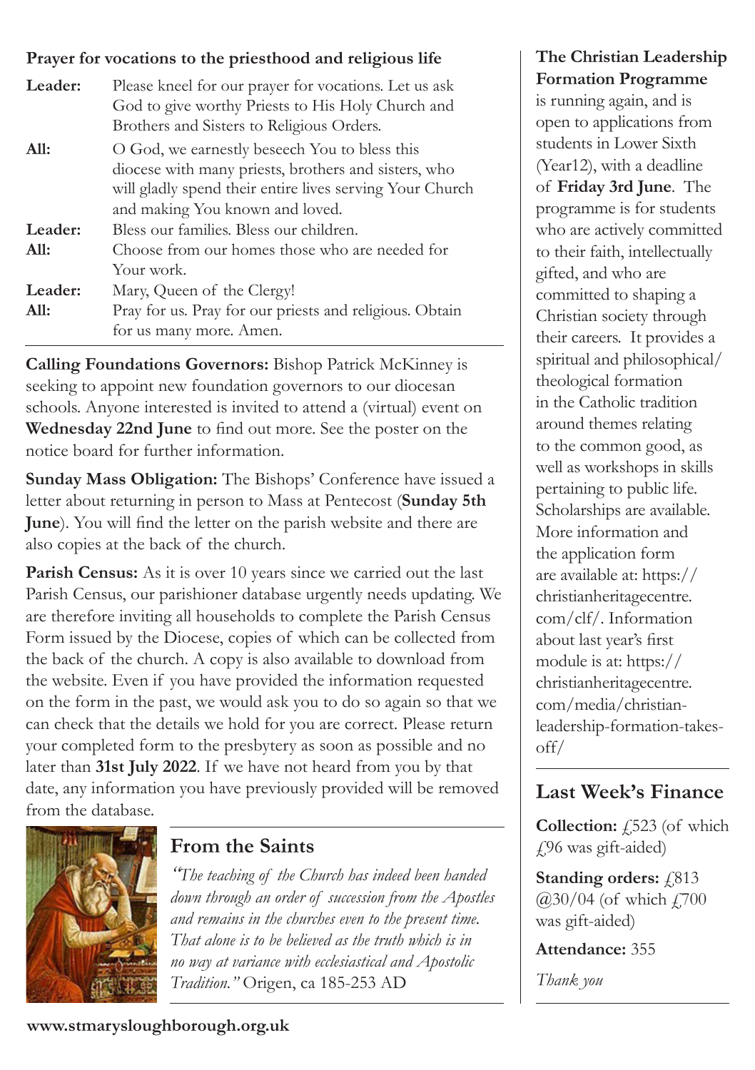**Prayer for vocations to the priesthood and religious life**

| | |
|---|---|
| **Leader:** | Please kneel for our prayer for vocations. Let us ask God to give worthy Priests to His Holy Church and Brothers and Sisters to Religious Orders. |
| **All:** | O God, we earnestly beseech You to bless this diocese with many priests, brothers and sisters, who will gladly spend their entire lives serving Your Church and making You known and loved. |
| **Leader:** | Bless our families. Bless our children. |
| **All:** | Choose from our homes those who are needed for Your work. |
| **Leader:** | Mary, Queen of the Clergy! |
| **All:** | Pray for us. Pray for our priests and religious. Obtain for us many more. Amen. |

**Calling Foundations Governors:** Bishop Patrick McKinney is seeking to appoint new foundation governors to our diocesan schools. Anyone interested is invited to attend a (virtual) event on **Wednesday 22nd June** to find out more. See the poster on the notice board for further information.

**Sunday Mass Obligation:** The Bishops' Conference have issued a letter about returning in person to Mass at Pentecost (**Sunday 5th June**). You will find the letter on the parish website and there are also copies at the back of the church.

**Parish Census:** As it is over 10 years since we carried out the last Parish Census, our parishioner database urgently needs updating. We are therefore inviting all households to complete the Parish Census Form issued by the Diocese, copies of which can be collected from the back of the church. A copy is also available to download from the website. Even if you have provided the information requested on the form in the past, we would ask you to do so again so that we can check that the details we hold for you are correct. Please return your completed form to the presbytery as soon as possible and no later than **31st July 2022**. If we have not heard from you by that date, any information you have previously provided will be removed from the database.

## From the Saints

*"The teaching of the Church has indeed been handed down through an order of succession from the Apostles and remains in the churches even to the present time. That alone is to be believed as the truth which is in no way at variance with ecclesiastical and Apostolic Tradition."* Origen, ca 185-253 AD

**The Christian Leadership Formation Programme** is running again, and is open to applications from students in Lower Sixth (Year12), with a deadline of **Friday 3rd June**. The programme is for students who are actively committed to their faith, intellectually gifted, and who are committed to shaping a Christian society through their careers. It provides a spiritual and philosophical/theological formation in the Catholic tradition around themes relating to the common good, as well as workshops in skills pertaining to public life. Scholarships are available. More information and the application form are available at: https://christianheritagecentre.com/clf/. Information about last year's first module is at: https://christianheritagecentre.com/media/christian-leadership-formation-takes-off/

## Last Week's Finance

**Collection:** £523 (of which £96 was gift-aided)

**Standing orders:** £813 @30/04 (of which £700 was gift-aided)

**Attendance:** 355

*Thank you*

**www.stmarysloughborough.org.uk**